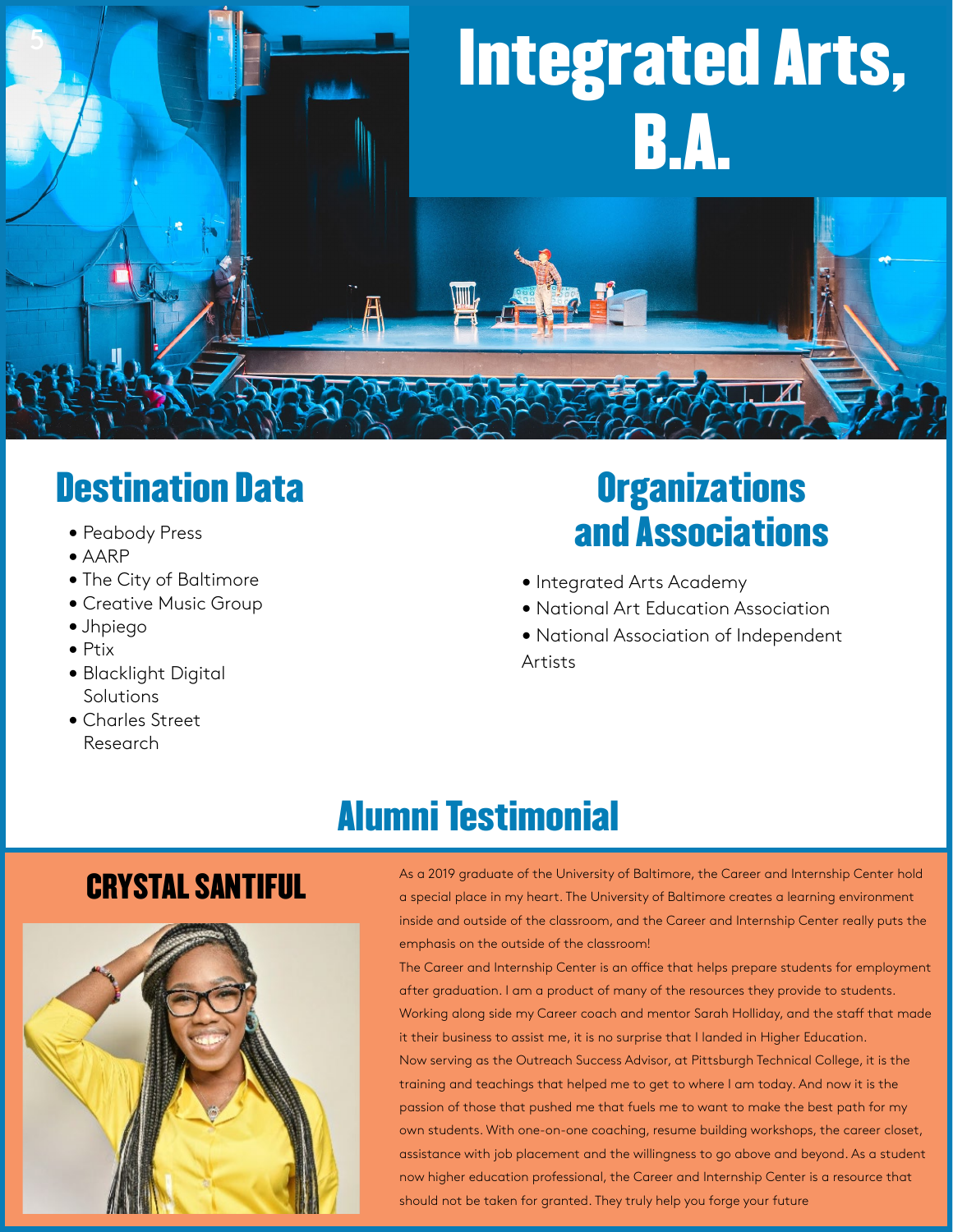# Integrated Arts, B.A.

## Destination Data

- Peabody Press
- AARP
- The City of Baltimore
- Creative Music Group
- Jhpiego
- Ptix
- Blacklight Digital Solutions
- Charles Street Research

## Organizations and Associations

- Integrated Arts Academy
- National Art Education Association
- National Association of Independent Artists

## Alumni Testimonial

### CRYSTAL SANTIFUL

As a 2019 graduate of the University of Baltimore, the Career and Internship Center hold a special place in my heart. The University of Baltimore creates a learning environment inside and outside of the classroom, and the Career and Internship Center really puts the emphasis on the outside of the classroom!

The Career and Internship Center is an office that helps prepare students for employment after graduation. I am a product of many of the resources they provide to students. Working along side my Career coach and mentor Sarah Holliday, and the staff that made it their business to assist me, it is no surprise that I landed in Higher Education.

Now serving as the Outreach Success Advisor, at Pittsburgh Technical College, it is the training and teachings that helped me to get to where I am today. And now it is the passion of those that pushed me that fuels me to want to make the best path for my own students. With one-on-one coaching, resume building workshops, the career closet, assistance with job placement and the willingness to go above and beyond. As a student now higher education professional, the Career and Internship Center is a resource that should not be taken for granted. They truly help you forge your future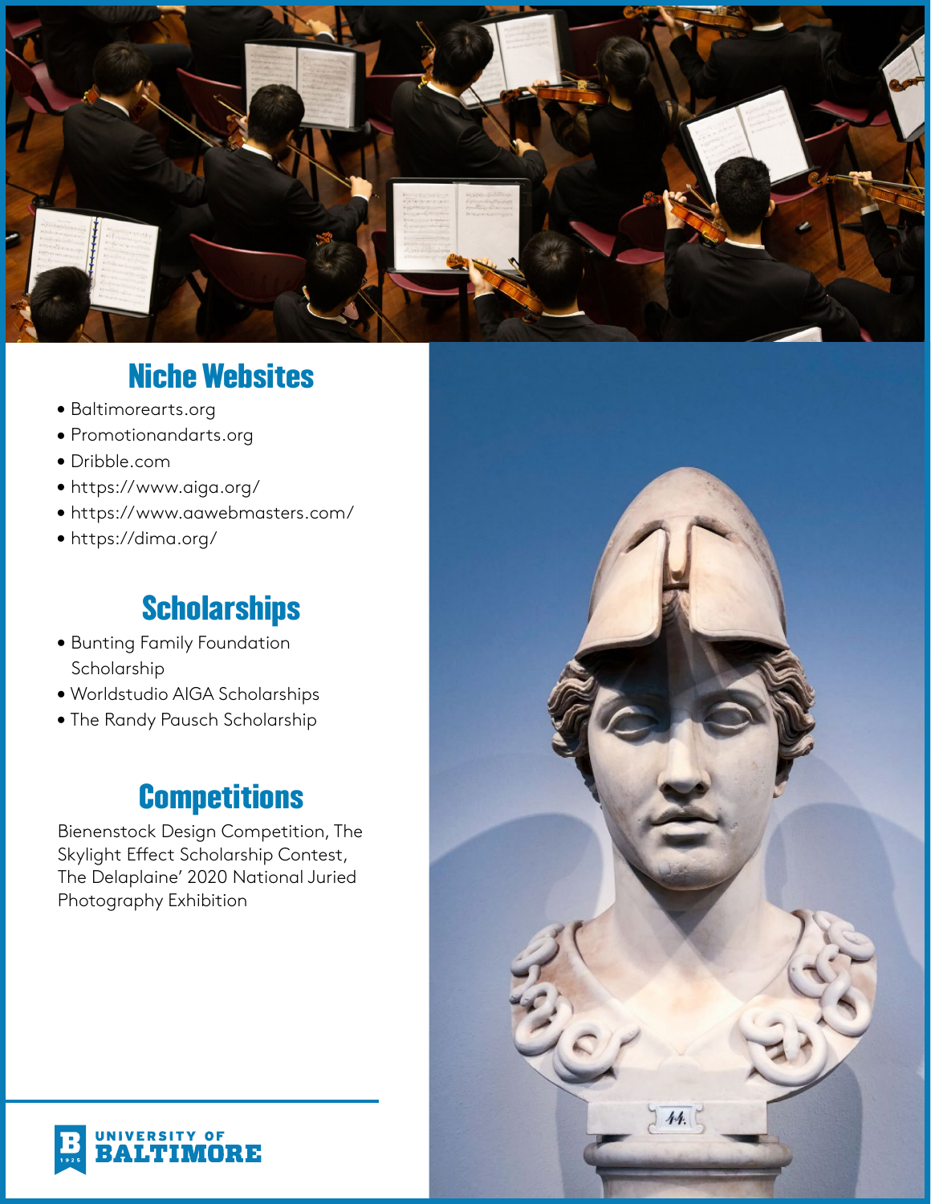## Niche Websites

- Baltimorearts.org
- Promotionandarts.org
- Dribble.com
- https://www.aiga.org/
- https://www.aawebmasters.com/
- https://dima.org/

## Scholarships

- Bunting Family Foundation Scholarship
- Worldstudio AIGA Scholarships
- The Randy Pausch Scholarship

## Competitions

Bienenstock Design Competition, The Skylight Effect Scholarship Contest, The Delaplaine' 2020 National Juried Photography Exhibition

UNIVERSITY OF BALTIMORE